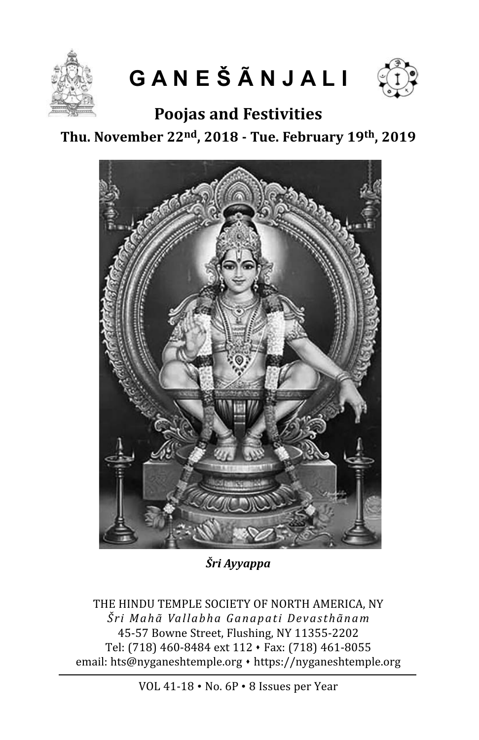# G A N E Š Ã N J A L I

## Poojas and Festivities

### Thu. November 22nd, 2018 - Tue. February 19th, 2019

***Šri Ayyappa***

THE HINDU TEMPLE SOCIETY OF NORTH AMERICA, NY

*Šri Mahã Vallabha Ganapati Devasthãnam*

45-57 Bowne Street, Flushing, NY 11355-2202

Tel: (718) 460-8484 ext 112 • Fax: (718) 461-8055

email: hts@nyganeshtemple.org • https://nyganeshtemple.org

VOL 41-18 • No. 6P • 8 Issues per Year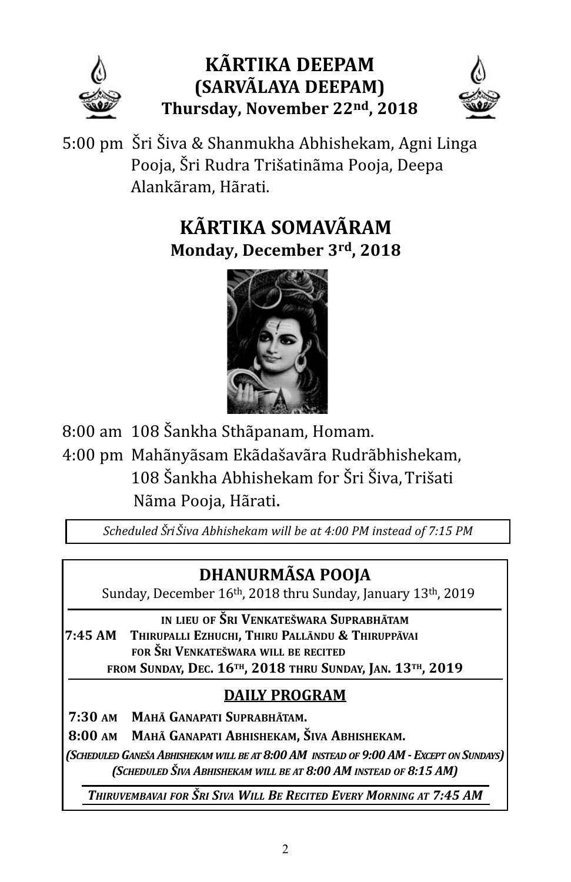# KÃRTIKA DEEPAM
## (SARVÃLAYA DEEPAM)
### Thursday, November 22nd, 2018

5:00 pm Šri Šiva & Shanmukha Abhishekam, Agni Linga Pooja, Šri Rudra Trišatinãma Pooja, Deepa Alankãram, Hãrati.

# KÃRTIKA SOMAVÃRAM
### Monday, December 3rd, 2018

8:00 am 108 Šankha Sthãpanam, Homam.

4:00 pm Mahãnyãsam Ekãdašavãra Rudrãbhishekam, 108 Šankha Abhishekam for Šri Šiva, Trišati Nãma Pooja, Hãrati.

*Scheduled Šri Šiva Abhishekam will be at 4:00 PM instead of 7:15 PM*

## DHANURMÃSA POOJA

Sunday, December 16th, 2018 thru Sunday, January 13th, 2019

IN LIEU OF ŠRI VENKATEŠWARA SUPRABHÃTAM

**7:45 AM** THIRUPALLI EZHUCHI, THIRU PALLÃNDU & THIRUPPÃVAI FOR ŠRI VENKATEŠWARA WILL BE RECITED FROM SUNDAY, DEC. 16TH, 2018 THRU SUNDAY, JAN. 13TH, 2019

### DAILY PROGRAM

**7:30 AM** MAHÃ GANAPATI SUPRABHÃTAM.

**8:00 AM** MAHÃ GANAPATI ABHISHEKAM, ŠIVA ABHISHEKAM.

*(SCHEDULED GANEŠA ABHISHEKAM WILL BE AT 8:00 AM INSTEAD OF 9:00 AM - EXCEPT ON SUNDAYS)*

*(SCHEDULED ŠIVA ABHISHEKAM WILL BE AT 8:00 AM INSTEAD OF 8:15 AM)*

*THIRUVEMBAVAI FOR ŠRI SIVA WILL BE RECITED EVERY MORNING AT 7:45 AM*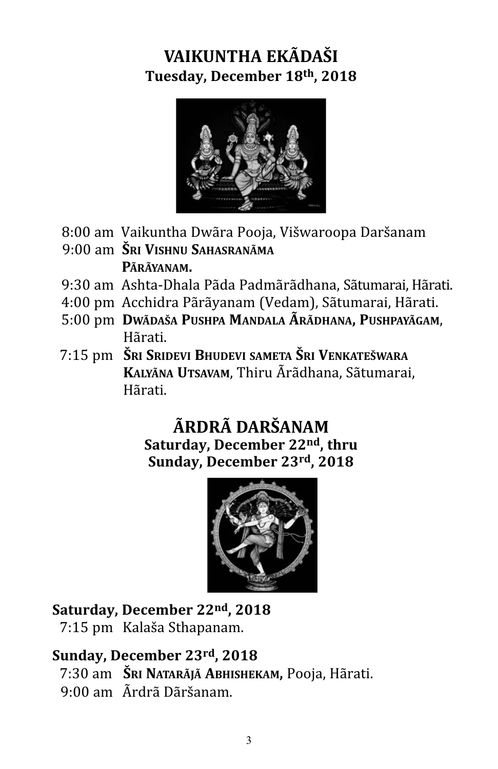# VAIKUNTHA EKÃDAŠI

**Tuesday, December 18th, 2018**

- 8:00 am Vaikuntha Dwãra Pooja, Višwaroopa Daršanam
- 9:00 am **ŠRI VISHNU SAHASRANÃMA PÃRÃYANAM.**
- 9:30 am Ashta-Dhala Pãda Padmãrãdhana, Sãtumarai, Hãrati.
- 4:00 pm Acchidra Pãrãyanam (Vedam), Sãtumarai, Hãrati.
- 5:00 pm **DWÃDAŠA PUSHPA MANDALA ÃRÃDHANA, PUSHPAYÃGAM**, Hãrati.
- 7:15 pm **ŠRI SRIDEVI BHUDEVI SAMETA ŠRI VENKATEŠWARA KALYÃNA UTSAVAM**, Thiru Ãrãdhana, Sãtumarai, Hãrati.

# ÃRDRÃ DARŠANAM

**Saturday, December 22nd, thru Sunday, December 23rd, 2018**

**Saturday, December 22nd, 2018**

- 7:15 pm Kalaša Sthapanam.

**Sunday, December 23rd, 2018**

- 7:30 am **ŠRI NATARÃJÃ ABHISHEKAM,** Pooja, Hãrati.
- 9:00 am Ãrdrã Dãršanam.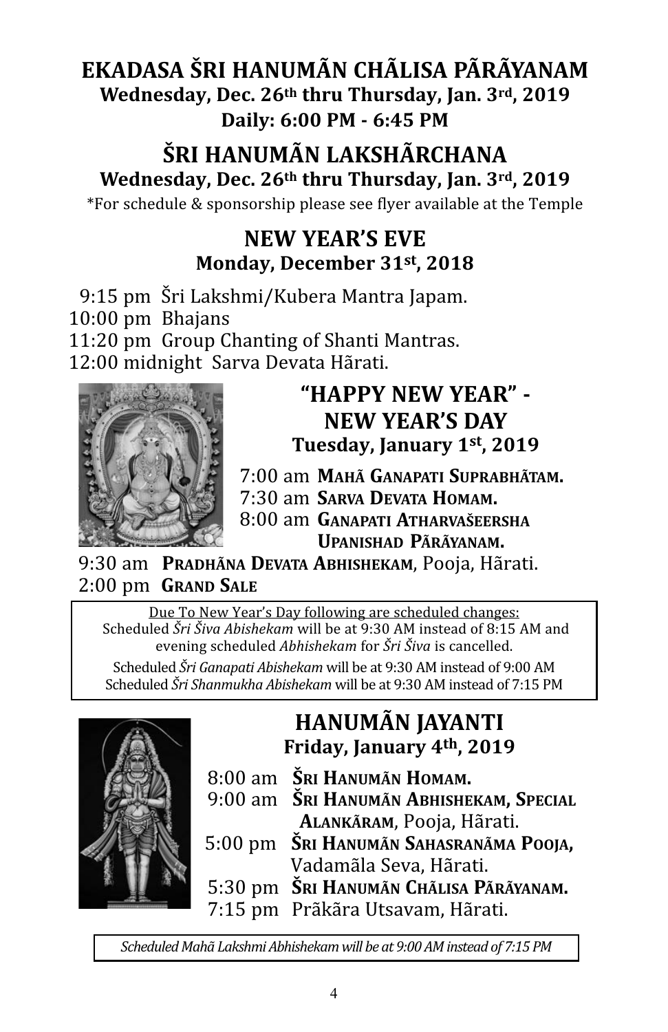# EKADASA ŠRI HANUMÃN CHÃLISA PÃRÃYANAM

**Wednesday, Dec. 26th thru Thursday, Jan. 3rd, 2019**

**Daily: 6:00 PM - 6:45 PM**

# ŠRI HANUMÃN LAKSHÃRCHANA

**Wednesday, Dec. 26th thru Thursday, Jan. 3rd, 2019**

*For schedule & sponsorship please see flyer available at the Temple

## NEW YEAR'S EVE

**Monday, December 31st, 2018**

9:15 pm Šri Lakshmi/Kubera Mantra Japam.
10:00 pm Bhajans
11:20 pm Group Chanting of Shanti Mantras.
12:00 midnight Sarva Devata Hãrati.

## "HAPPY NEW YEAR" - NEW YEAR'S DAY

**Tuesday, January 1st, 2019**

7:00 am **Mahã Ganapati Suprabhãtam.**
7:30 am **Sarva Devata Homam.**
8:00 am **Ganapati Atharvašeersha Upanishad Pãrãyanam.**
9:30 am **Pradhãna Devata Abhishekam**, Pooja, Hãrati.
2:00 pm **Grand Sale**

Due To New Year's Day following are scheduled changes:
Scheduled *Šri Šiva Abishekam* will be at 9:30 AM instead of 8:15 AM and evening scheduled *Abhishekam* for *Šri Šiva* is cancelled.
Scheduled *Šri Ganapati Abishekam* will be at 9:30 AM instead of 9:00 AM
Scheduled *Šri Shanmukha Abishekam* will be at 9:30 AM instead of 7:15 PM

## HANUMÃN JAYANTI

**Friday, January 4th, 2019**

8:00 am **Šri Hanumãn Homam.**
9:00 am **Šri Hanumãn Abhishekam, Special Alankãram**, Pooja, Hãrati.
5:00 pm **Šri Hanumãn Sahasranãma Pooja,** Vadamãla Seva, Hãrati.
5:30 pm **Šri Hanumãn Chãlisa Pãrãyanam.**
7:15 pm Prãkãra Utsavam, Hãrati.

*Scheduled Mahã Lakshmi Abhishekam will be at 9:00 AM instead of 7:15 PM*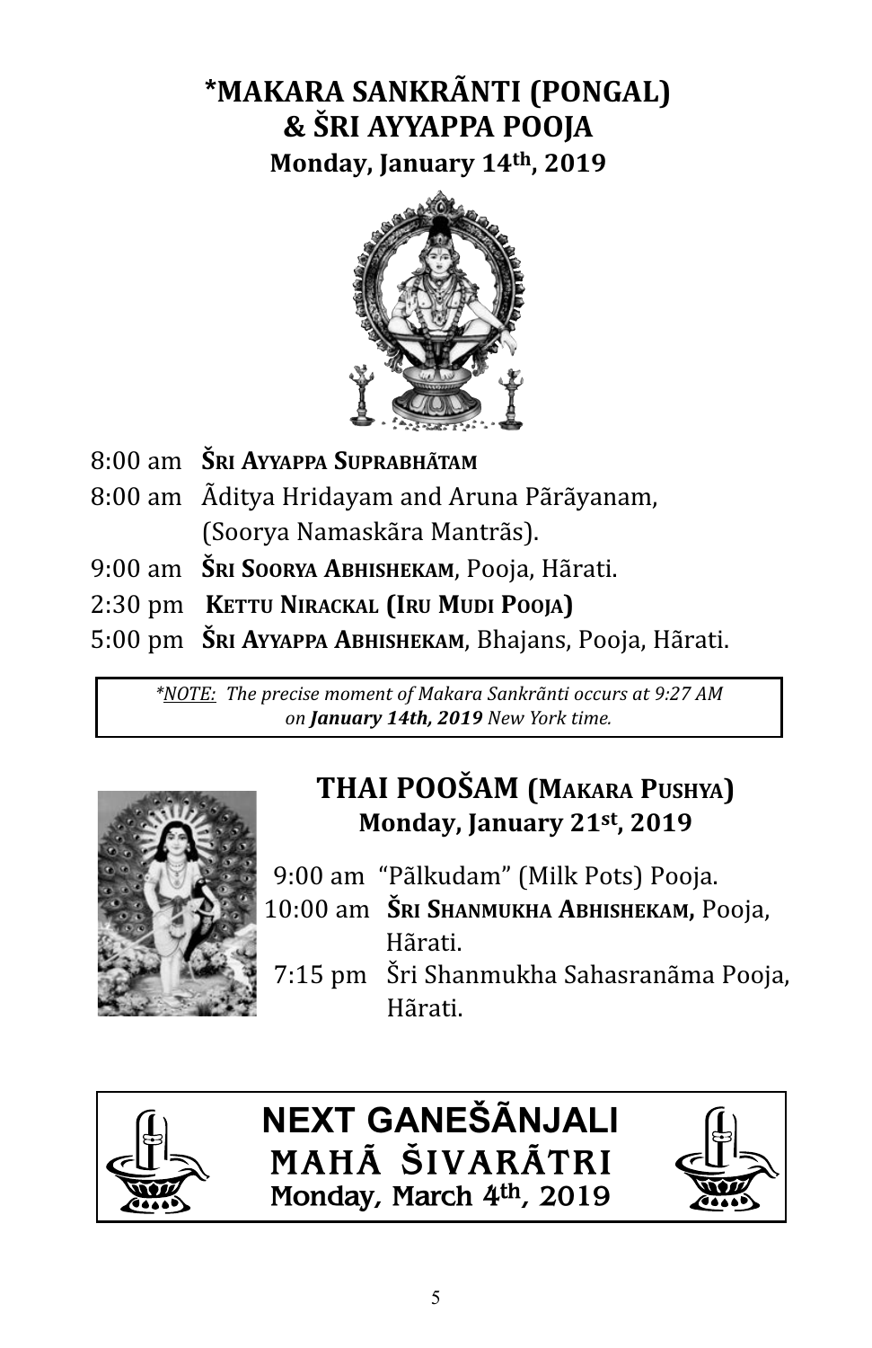# *MAKARA SANKRÃNTI (PONGAL) & ŠRI AYYAPPA POOJA

**Monday, January 14th, 2019**

- 8:00 am **ŠRI AYYAPPA SUPRABHÃTAM**
- 8:00 am Ãditya Hridayam and Aruna Pãrãyanam, (Soorya Namaskãra Mantrãs).
- 9:00 am **ŠRI SOORYA ABHISHEKAM**, Pooja, Hãrati.
- 2:30 pm **KETTU NIRACKAL (IRU MUDI POOJA)**
- 5:00 pm **ŠRI AYYAPPA ABHISHEKAM**, Bhajans, Pooja, Hãrati.

*\*NOTE: The precise moment of Makara Sankrãnti occurs at 9:27 AM on **January 14th, 2019** New York time.*

## THAI POOŠAM (MAKARA PUSHYA)

**Monday, January 21st, 2019**

- 9:00 am "Pãlkudam" (Milk Pots) Pooja.
- 10:00 am **ŠRI SHANMUKHA ABHISHEKAM,** Pooja, Hãrati.
- 7:15 pm Šri Shanmukha Sahasranãma Pooja, Hãrati.

## NEXT GANEŠÃNJALI

## MAHÃ ŠIVARÃTRI

**Monday, March 4th, 2019**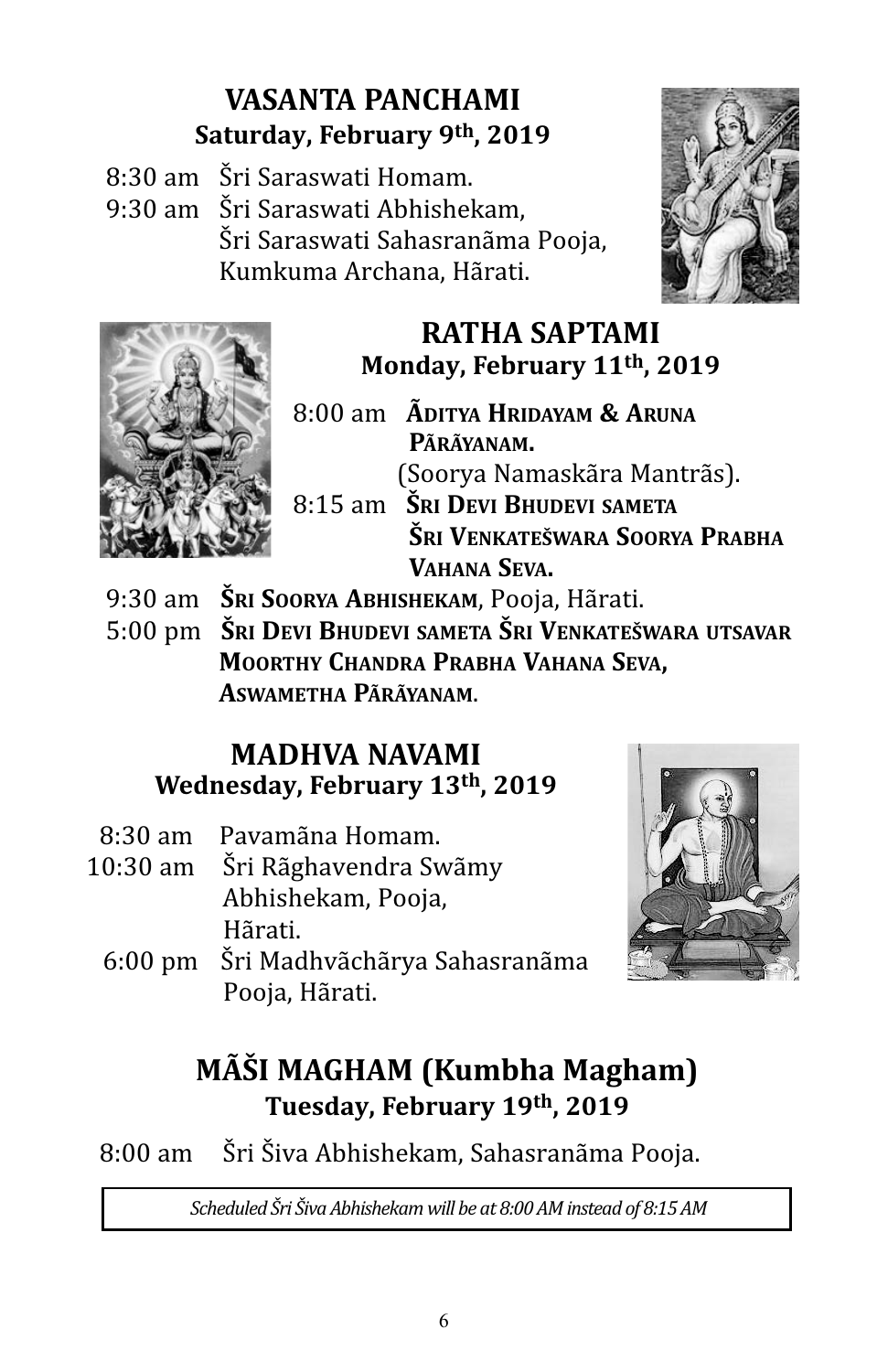## VASANTA PANCHAMI

**Saturday, February 9th, 2019**

8:30 am Šri Saraswati Homam.
9:30 am Šri Saraswati Abhishekam, Šri Saraswati Sahasranãma Pooja, Kumkuma Archana, Hãrati.

## RATHA SAPTAMI

**Monday, February 11th, 2019**

8:00 am **Ãditya Hridayam & Aruna Pãrãyanam.** (Soorya Namaskãra Mantrãs).
8:15 am **Šri Devi Bhudevi sameta Šri Venkatešwara Soorya Prabha Vahana Seva.**
9:30 am **Šri Soorya Abhishekam**, Pooja, Hãrati.
5:00 pm **Šri Devi Bhudevi sameta Šri Venkatešwara utsavar Moorthy Chandra Prabha Vahana Seva, Aswametha Pãrãyanam.**

## MADHVA NAVAMI

**Wednesday, February 13th, 2019**

8:30 am Pavamãna Homam.
10:30 am Šri Rãghavendra Swãmy Abhishekam, Pooja, Hãrati.
6:00 pm Šri Madhvãchãrya Sahasranãma Pooja, Hãrati.

## MÃŠI MAGHAM (Kumbha Magham)

**Tuesday, February 19th, 2019**

8:00 am Šri Šiva Abhishekam, Sahasranãma Pooja.

*Scheduled Šri Šiva Abhishekam will be at 8:00 AM instead of 8:15 AM*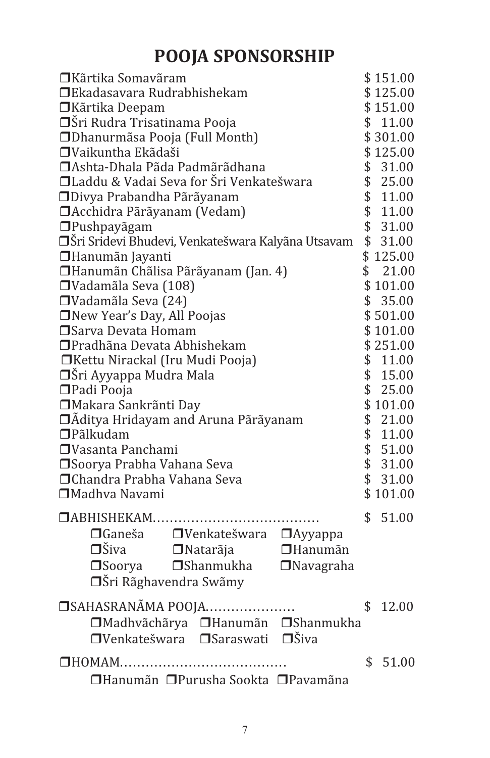# POOJA SPONSORSHIP

| Pooja | Amount |
|---|---|
| ❒Kãrtika Somavãram | $ 151.00 |
| ❒Ekadasavara Rudrabhishekam | $ 125.00 |
| ❒Kãrtika Deepam | $ 151.00 |
| ❒Šri Rudra Trisatinama Pooja | $ 11.00 |
| ❒Dhanurmãsa Pooja (Full Month) | $ 301.00 |
| ❒Vaikuntha Ekãdaši | $ 125.00 |
| ❒Ashta-Dhala Pãda Padmãrãdhana | $ 31.00 |
| ❒Laddu & Vadai Seva for Šri Venkatešwara | $ 25.00 |
| ❒Divya Prabandha Pãrãyanam | $ 11.00 |
| ❒Acchidra Pãrãyanam (Vedam) | $ 11.00 |
| ❒Pushpayãgam | $ 31.00 |
| ❒Šri Sridevi Bhudevi, Venkatešwara Kalyãna Utsavam | $ 31.00 |
| ❒Hanumãn Jayanti | $ 125.00 |
| ❒Hanumãn Chãlisa Pãrãyanam (Jan. 4) | $ 21.00 |
| ❒Vadamãla Seva (108) | $ 101.00 |
| ❒Vadamãla Seva (24) | $ 35.00 |
| ❒New Year's Day, All Poojas | $ 501.00 |
| ❒Sarva Devata Homam | $ 101.00 |
| ❒Pradhãna Devata Abhishekam | $ 251.00 |
| ❒Kettu Nirackal (Iru Mudi Pooja) | $ 11.00 |
| ❒Šri Ayyappa Mudra Mala | $ 15.00 |
| ❒Padi Pooja | $ 25.00 |
| ❒Makara Sankrãnti Day | $ 101.00 |
| ❒Ãditya Hridayam and Aruna Pãrãyanam | $ 21.00 |
| ❒Pãlkudam | $ 11.00 |
| ❒Vasanta Panchami | $ 51.00 |
| ❒Soorya Prabha Vahana Seva | $ 31.00 |
| ❒Chandra Prabha Vahana Seva | $ 31.00 |
| ❒Madhva Navami | $ 101.00 |

❒ABHISHEKAM………………………………… $ 51.00

❒Ganeša ❒Venkatešwara ❒Ayyappa
❒Šiva ❒Natarãja ❒Hanumãn
❒Soorya ❒Shanmukha ❒Navagraha
❒Šri Rãghavendra Swãmy

❒SAHASRANÃMA POOJA………………… $ 12.00

❒Madhvãchãrya ❒Hanumãn ❒Shanmukha
❒Venkatešwara ❒Saraswati ❒Šiva

❒HOMAM………………………………… $ 51.00

❒Hanumãn ❒Purusha Sookta ❒Pavamãna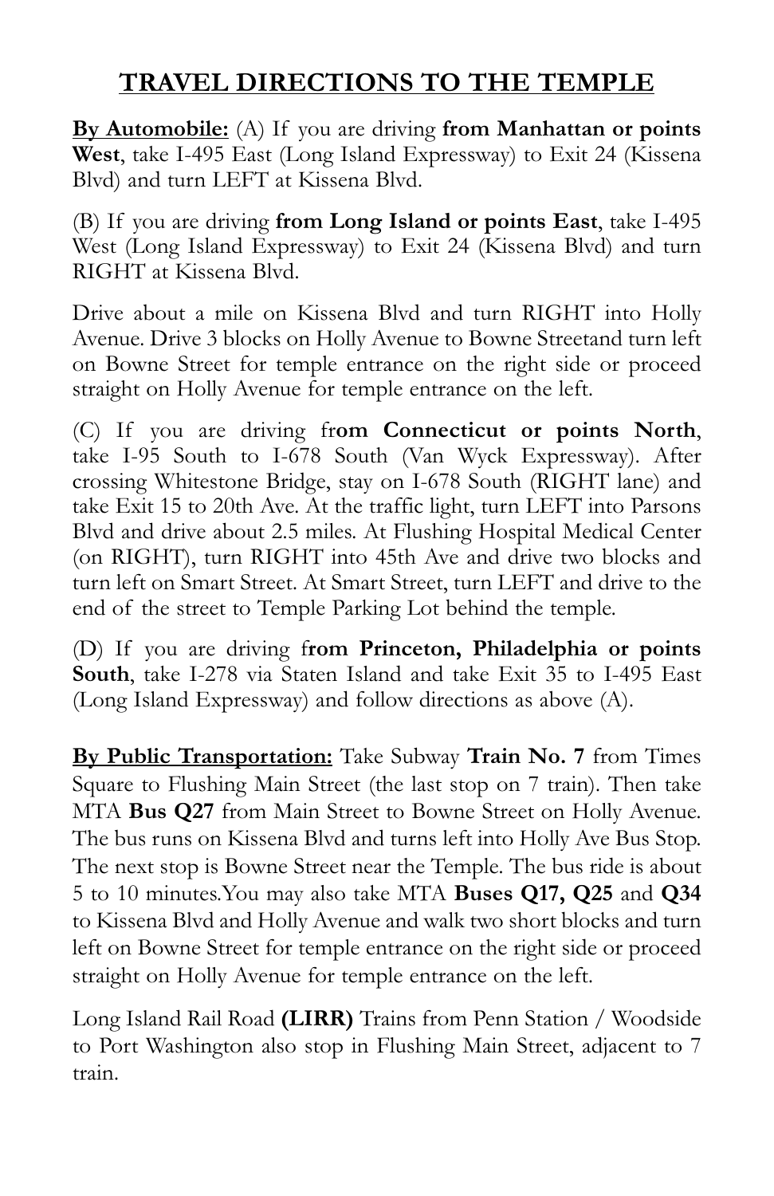# TRAVEL DIRECTIONS TO THE TEMPLE

**By Automobile:** (A) If you are driving **from Manhattan or points West**, take I-495 East (Long Island Expressway) to Exit 24 (Kissena Blvd) and turn LEFT at Kissena Blvd.

(B) If you are driving **from Long Island or points East**, take I-495 West (Long Island Expressway) to Exit 24 (Kissena Blvd) and turn RIGHT at Kissena Blvd.

Drive about a mile on Kissena Blvd and turn RIGHT into Holly Avenue. Drive 3 blocks on Holly Avenue to Bowne Streetand turn left on Bowne Street for temple entrance on the right side or proceed straight on Holly Avenue for temple entrance on the left.

(C) If you are driving f**rom Connecticut or points North**, take I-95 South to I-678 South (Van Wyck Expressway). After crossing Whitestone Bridge, stay on I-678 South (RIGHT lane) and take Exit 15 to 20th Ave. At the traffic light, turn LEFT into Parsons Blvd and drive about 2.5 miles. At Flushing Hospital Medical Center (on RIGHT), turn RIGHT into 45th Ave and drive two blocks and turn left on Smart Street. At Smart Street, turn LEFT and drive to the end of the street to Temple Parking Lot behind the temple.

(D) If you are driving f**rom Princeton, Philadelphia or points South**, take I-278 via Staten Island and take Exit 35 to I-495 East (Long Island Expressway) and follow directions as above (A).

**By Public Transportation:** Take Subway **Train No. 7** from Times Square to Flushing Main Street (the last stop on 7 train). Then take MTA **Bus Q27** from Main Street to Bowne Street on Holly Avenue. The bus runs on Kissena Blvd and turns left into Holly Ave Bus Stop. The next stop is Bowne Street near the Temple. The bus ride is about 5 to 10 minutes.You may also take MTA **Buses Q17, Q25** and **Q34** to Kissena Blvd and Holly Avenue and walk two short blocks and turn left on Bowne Street for temple entrance on the right side or proceed straight on Holly Avenue for temple entrance on the left.

Long Island Rail Road **(LIRR)** Trains from Penn Station / Woodside to Port Washington also stop in Flushing Main Street, adjacent to 7 train.